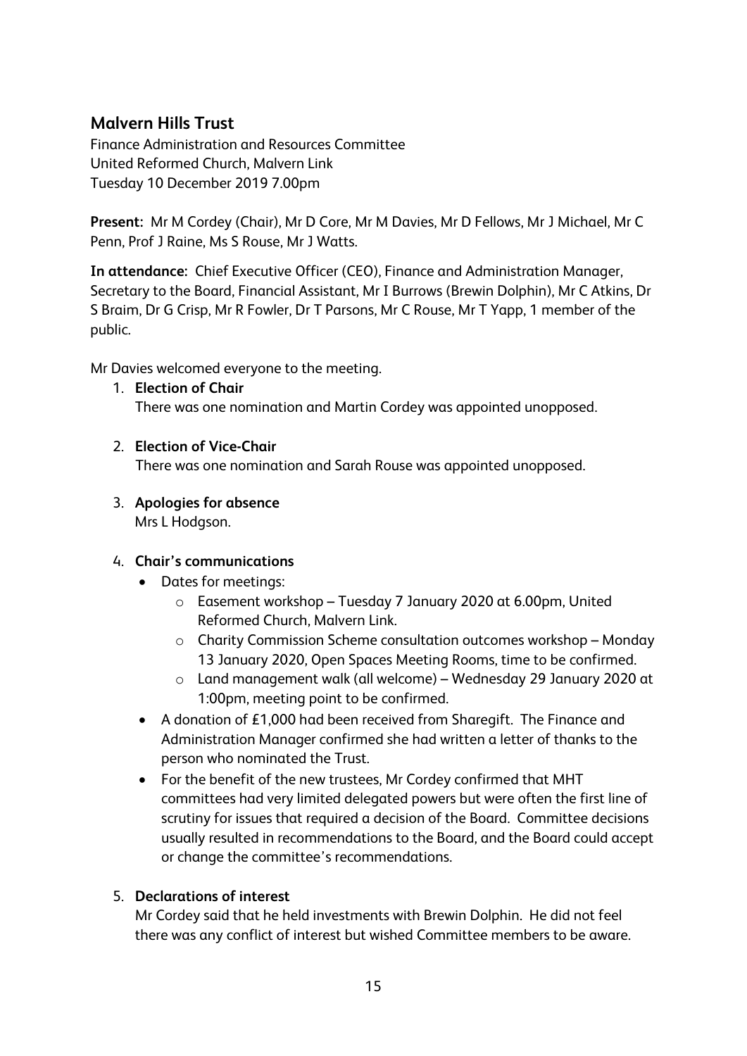## Malvern Hills Trust

Finance Administration and Resources Committee
United Reformed Church, Malvern Link
Tuesday 10 December 2019 7.00pm

**Present:** Mr M Cordey (Chair), Mr D Core, Mr M Davies, Mr D Fellows, Mr J Michael, Mr C Penn, Prof J Raine, Ms S Rouse, Mr J Watts.

**In attendance:** Chief Executive Officer (CEO), Finance and Administration Manager, Secretary to the Board, Financial Assistant, Mr I Burrows (Brewin Dolphin), Mr C Atkins, Dr S Braim, Dr G Crisp, Mr R Fowler, Dr T Parsons, Mr C Rouse, Mr T Yapp, 1 member of the public.

Mr Davies welcomed everyone to the meeting.

1. **Election of Chair**
   There was one nomination and Martin Cordey was appointed unopposed.

2. **Election of Vice-Chair**
   There was one nomination and Sarah Rouse was appointed unopposed.

3. **Apologies for absence**
   Mrs L Hodgson.

4. **Chair's communications**
   - Dates for meetings:
     - Easement workshop – Tuesday 7 January 2020 at 6.00pm, United Reformed Church, Malvern Link.
     - Charity Commission Scheme consultation outcomes workshop – Monday 13 January 2020, Open Spaces Meeting Rooms, time to be confirmed.
     - Land management walk (all welcome) – Wednesday 29 January 2020 at 1:00pm, meeting point to be confirmed.
   - A donation of £1,000 had been received from Sharegift. The Finance and Administration Manager confirmed she had written a letter of thanks to the person who nominated the Trust.
   - For the benefit of the new trustees, Mr Cordey confirmed that MHT committees had very limited delegated powers but were often the first line of scrutiny for issues that required a decision of the Board. Committee decisions usually resulted in recommendations to the Board, and the Board could accept or change the committee's recommendations.

5. **Declarations of interest**
   Mr Cordey said that he held investments with Brewin Dolphin. He did not feel there was any conflict of interest but wished Committee members to be aware.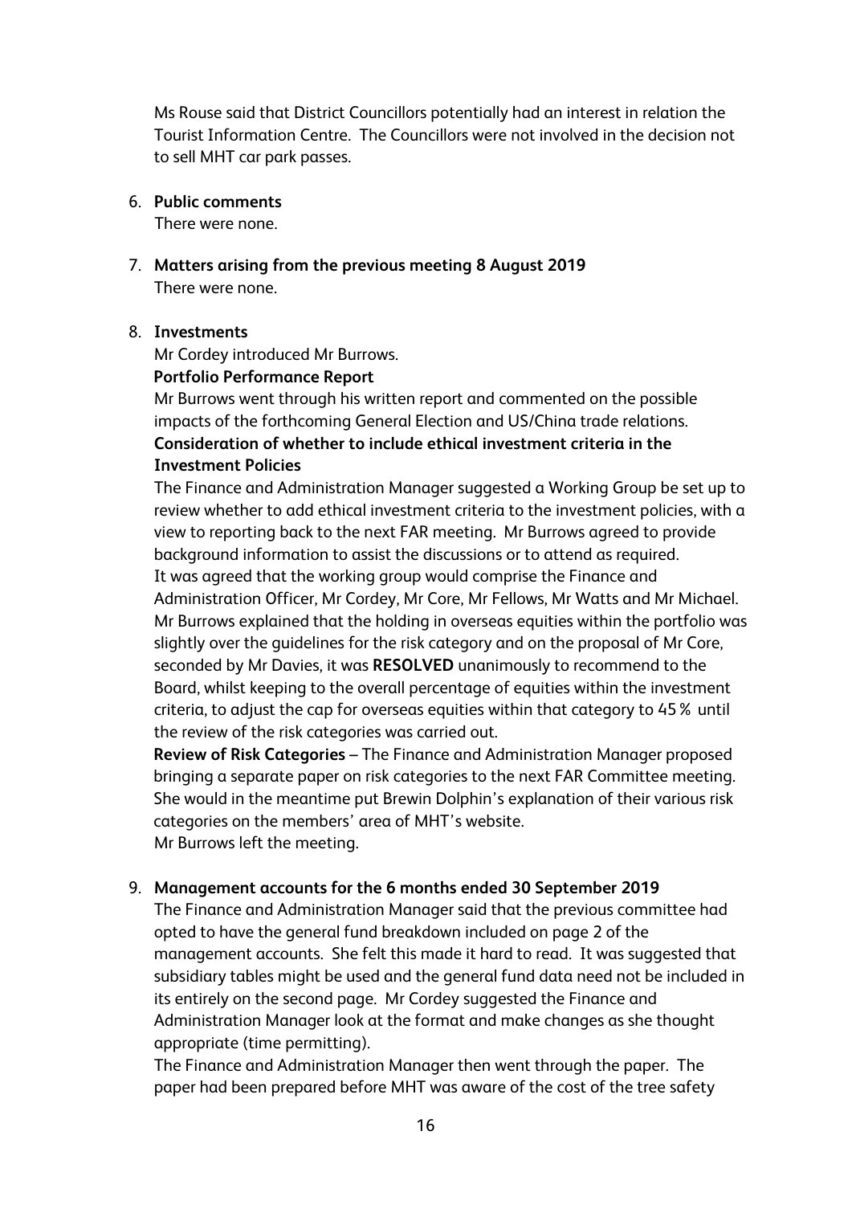Ms Rouse said that District Councillors potentially had an interest in relation the Tourist Information Centre. The Councillors were not involved in the decision not to sell MHT car park passes.

6. **Public comments**
   There were none.

7. **Matters arising from the previous meeting 8 August 2019**
   There were none.

8. **Investments**
   Mr Cordey introduced Mr Burrows.
   **Portfolio Performance Report**
   Mr Burrows went through his written report and commented on the possible impacts of the forthcoming General Election and US/China trade relations.
   **Consideration of whether to include ethical investment criteria in the Investment Policies**
   The Finance and Administration Manager suggested a Working Group be set up to review whether to add ethical investment criteria to the investment policies, with a view to reporting back to the next FAR meeting. Mr Burrows agreed to provide background information to assist the discussions or to attend as required.
   It was agreed that the working group would comprise the Finance and Administration Officer, Mr Cordey, Mr Core, Mr Fellows, Mr Watts and Mr Michael.
   Mr Burrows explained that the holding in overseas equities within the portfolio was slightly over the guidelines for the risk category and on the proposal of Mr Core, seconded by Mr Davies, it was **RESOLVED** unanimously to recommend to the Board, whilst keeping to the overall percentage of equities within the investment criteria, to adjust the cap for overseas equities within that category to 45% until the review of the risk categories was carried out.
   **Review of Risk Categories** – The Finance and Administration Manager proposed bringing a separate paper on risk categories to the next FAR Committee meeting. She would in the meantime put Brewin Dolphin's explanation of their various risk categories on the members' area of MHT's website.
   Mr Burrows left the meeting.

9. **Management accounts for the 6 months ended 30 September 2019**
   The Finance and Administration Manager said that the previous committee had opted to have the general fund breakdown included on page 2 of the management accounts. She felt this made it hard to read. It was suggested that subsidiary tables might be used and the general fund data need not be included in its entirely on the second page. Mr Cordey suggested the Finance and Administration Manager look at the format and make changes as she thought appropriate (time permitting).
   The Finance and Administration Manager then went through the paper. The paper had been prepared before MHT was aware of the cost of the tree safety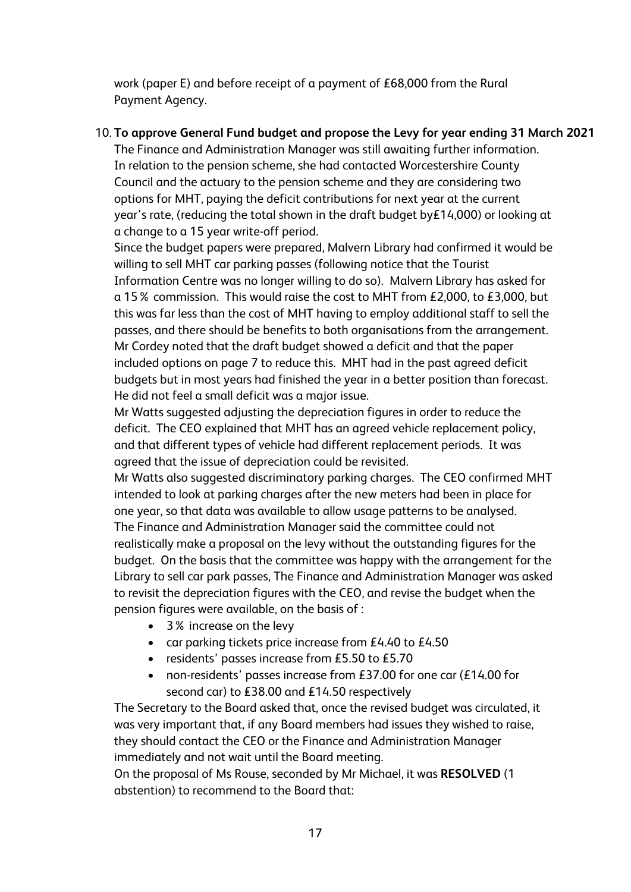work (paper E) and before receipt of a payment of £68,000 from the Rural Payment Agency.

10. **To approve General Fund budget and propose the Levy for year ending 31 March 2021**

The Finance and Administration Manager was still awaiting further information. In relation to the pension scheme, she had contacted Worcestershire County Council and the actuary to the pension scheme and they are considering two options for MHT, paying the deficit contributions for next year at the current year's rate, (reducing the total shown in the draft budget by£14,000) or looking at a change to a 15 year write-off period.

Since the budget papers were prepared, Malvern Library had confirmed it would be willing to sell MHT car parking passes (following notice that the Tourist Information Centre was no longer willing to do so). Malvern Library has asked for a 15% commission. This would raise the cost to MHT from £2,000, to £3,000, but this was far less than the cost of MHT having to employ additional staff to sell the passes, and there should be benefits to both organisations from the arrangement.

Mr Cordey noted that the draft budget showed a deficit and that the paper included options on page 7 to reduce this. MHT had in the past agreed deficit budgets but in most years had finished the year in a better position than forecast. He did not feel a small deficit was a major issue.

Mr Watts suggested adjusting the depreciation figures in order to reduce the deficit. The CEO explained that MHT has an agreed vehicle replacement policy, and that different types of vehicle had different replacement periods. It was agreed that the issue of depreciation could be revisited.

Mr Watts also suggested discriminatory parking charges. The CEO confirmed MHT intended to look at parking charges after the new meters had been in place for one year, so that data was available to allow usage patterns to be analysed.

The Finance and Administration Manager said the committee could not realistically make a proposal on the levy without the outstanding figures for the budget. On the basis that the committee was happy with the arrangement for the Library to sell car park passes, The Finance and Administration Manager was asked to revisit the depreciation figures with the CEO, and revise the budget when the pension figures were available, on the basis of :

- 3% increase on the levy
- car parking tickets price increase from £4.40 to £4.50
- residents' passes increase from £5.50 to £5.70
- non-residents' passes increase from £37.00 for one car (£14.00 for second car) to £38.00 and £14.50 respectively

The Secretary to the Board asked that, once the revised budget was circulated, it was very important that, if any Board members had issues they wished to raise, they should contact the CEO or the Finance and Administration Manager immediately and not wait until the Board meeting.

On the proposal of Ms Rouse, seconded by Mr Michael, it was **RESOLVED** (1 abstention) to recommend to the Board that: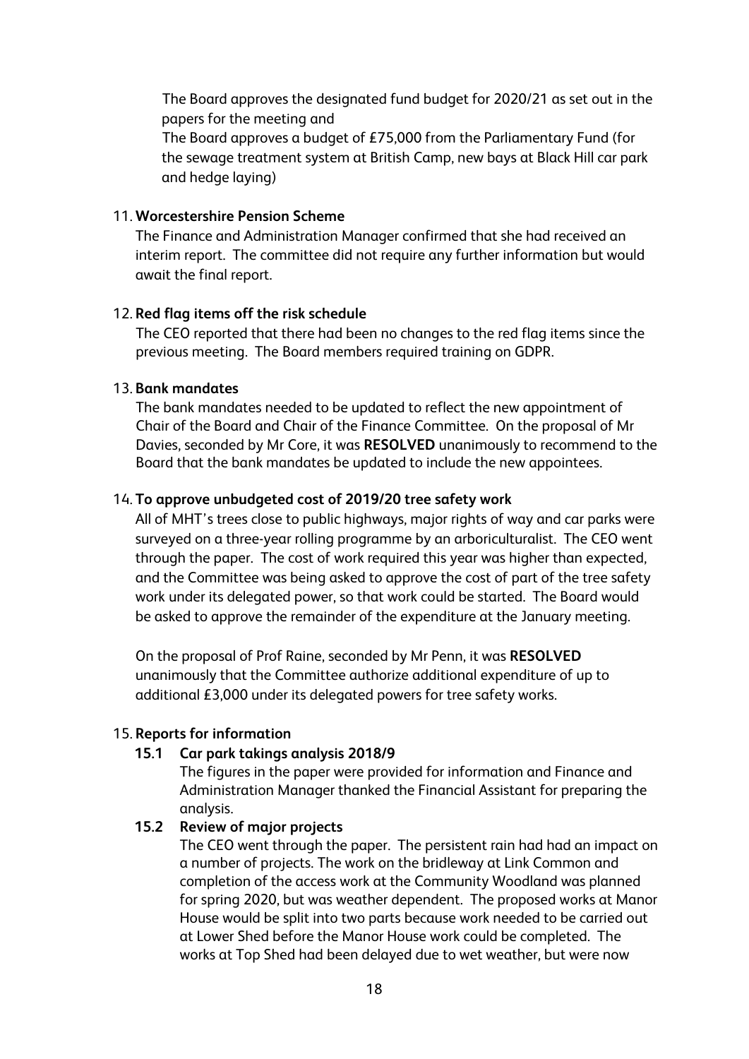The Board approves the designated fund budget for 2020/21 as set out in the papers for the meeting and

The Board approves a budget of £75,000 from the Parliamentary Fund (for the sewage treatment system at British Camp, new bays at Black Hill car park and hedge laying)

11. **Worcestershire Pension Scheme**

The Finance and Administration Manager confirmed that she had received an interim report. The committee did not require any further information but would await the final report.

12. **Red flag items off the risk schedule**

The CEO reported that there had been no changes to the red flag items since the previous meeting. The Board members required training on GDPR.

13. **Bank mandates**

The bank mandates needed to be updated to reflect the new appointment of Chair of the Board and Chair of the Finance Committee. On the proposal of Mr Davies, seconded by Mr Core, it was **RESOLVED** unanimously to recommend to the Board that the bank mandates be updated to include the new appointees.

14. **To approve unbudgeted cost of 2019/20 tree safety work**

All of MHT's trees close to public highways, major rights of way and car parks were surveyed on a three-year rolling programme by an arboriculturalist. The CEO went through the paper. The cost of work required this year was higher than expected, and the Committee was being asked to approve the cost of part of the tree safety work under its delegated power, so that work could be started. The Board would be asked to approve the remainder of the expenditure at the January meeting.

On the proposal of Prof Raine, seconded by Mr Penn, it was **RESOLVED** unanimously that the Committee authorize additional expenditure of up to additional £3,000 under its delegated powers for tree safety works.

15. **Reports for information**

**15.1 Car park takings analysis 2018/9**

The figures in the paper were provided for information and Finance and Administration Manager thanked the Financial Assistant for preparing the analysis.

**15.2 Review of major projects**

The CEO went through the paper. The persistent rain had had an impact on a number of projects. The work on the bridleway at Link Common and completion of the access work at the Community Woodland was planned for spring 2020, but was weather dependent. The proposed works at Manor House would be split into two parts because work needed to be carried out at Lower Shed before the Manor House work could be completed. The works at Top Shed had been delayed due to wet weather, but were now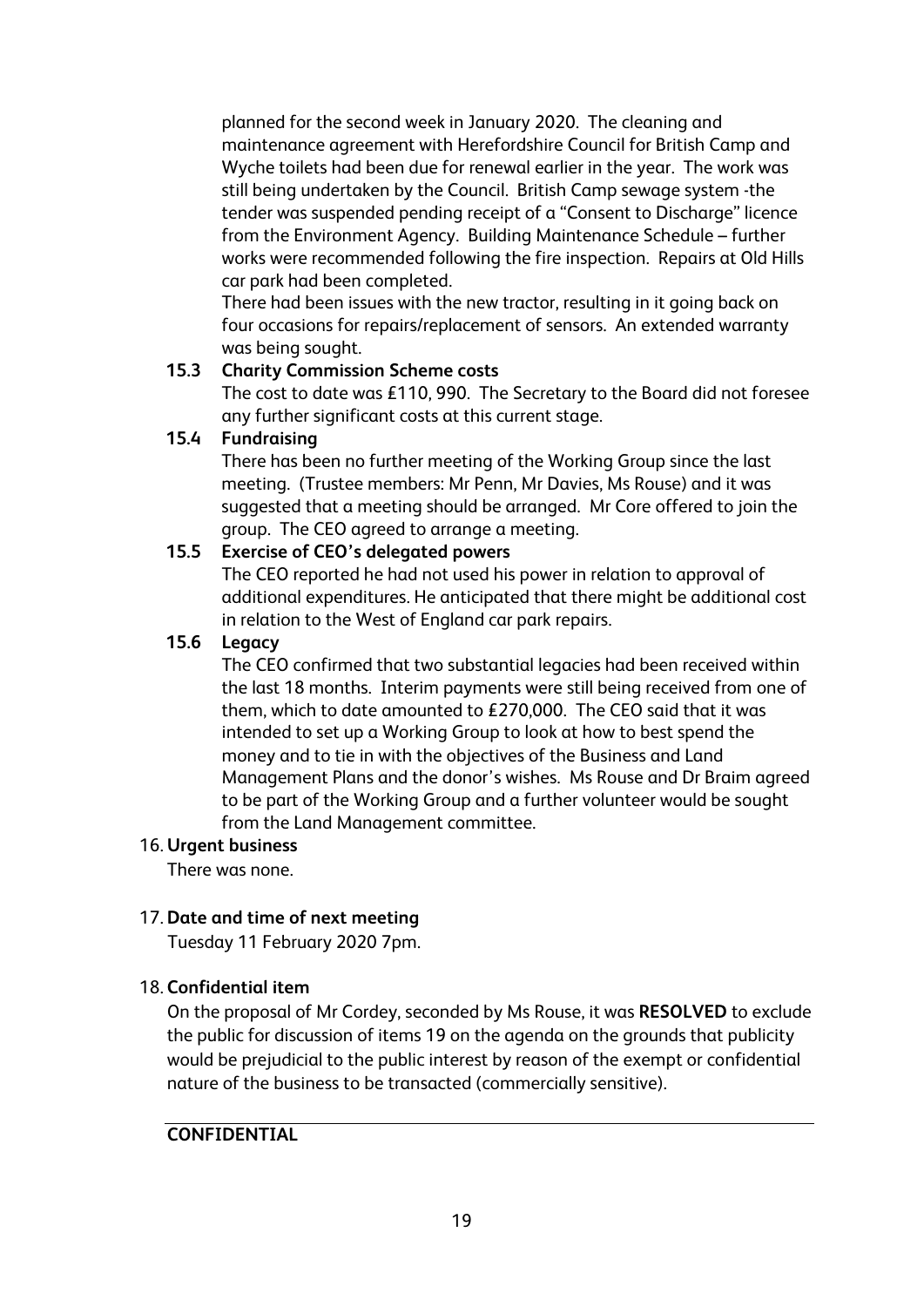planned for the second week in January 2020. The cleaning and maintenance agreement with Herefordshire Council for British Camp and Wyche toilets had been due for renewal earlier in the year. The work was still being undertaken by the Council. British Camp sewage system -the tender was suspended pending receipt of a "Consent to Discharge" licence from the Environment Agency. Building Maintenance Schedule – further works were recommended following the fire inspection. Repairs at Old Hills car park had been completed.

There had been issues with the new tractor, resulting in it going back on four occasions for repairs/replacement of sensors. An extended warranty was being sought.

**15.3 Charity Commission Scheme costs**

The cost to date was £110, 990. The Secretary to the Board did not foresee any further significant costs at this current stage.

**15.4 Fundraising**

There has been no further meeting of the Working Group since the last meeting. (Trustee members: Mr Penn, Mr Davies, Ms Rouse) and it was suggested that a meeting should be arranged. Mr Core offered to join the group. The CEO agreed to arrange a meeting.

**15.5 Exercise of CEO's delegated powers**

The CEO reported he had not used his power in relation to approval of additional expenditures. He anticipated that there might be additional cost in relation to the West of England car park repairs.

**15.6 Legacy**

The CEO confirmed that two substantial legacies had been received within the last 18 months. Interim payments were still being received from one of them, which to date amounted to £270,000. The CEO said that it was intended to set up a Working Group to look at how to best spend the money and to tie in with the objectives of the Business and Land Management Plans and the donor's wishes. Ms Rouse and Dr Braim agreed to be part of the Working Group and a further volunteer would be sought from the Land Management committee.

16. **Urgent business**

There was none.

17. **Date and time of next meeting**

Tuesday 11 February 2020 7pm.

18. **Confidential item**

On the proposal of Mr Cordey, seconded by Ms Rouse, it was **RESOLVED** to exclude the public for discussion of items 19 on the agenda on the grounds that publicity would be prejudicial to the public interest by reason of the exempt or confidential nature of the business to be transacted (commercially sensitive).

---

**CONFIDENTIAL**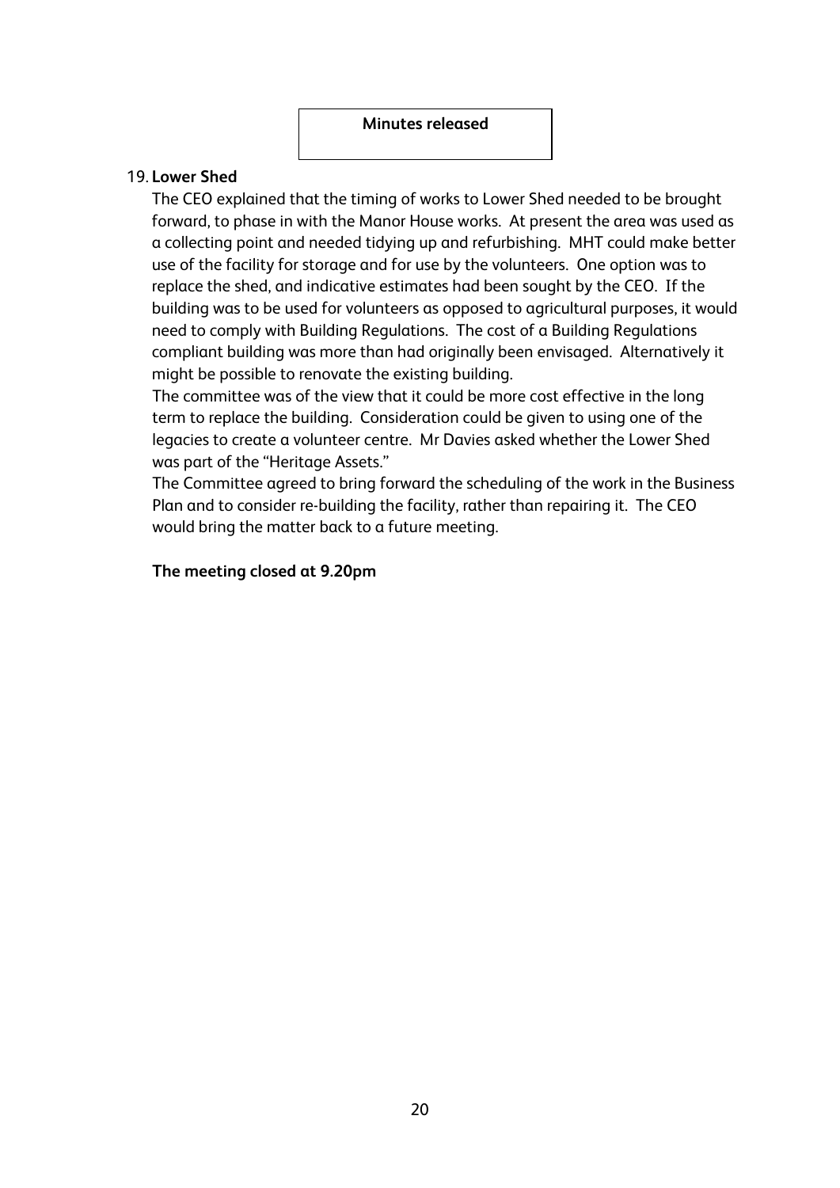**Minutes released**

19. **Lower Shed**

    The CEO explained that the timing of works to Lower Shed needed to be brought forward, to phase in with the Manor House works. At present the area was used as a collecting point and needed tidying up and refurbishing. MHT could make better use of the facility for storage and for use by the volunteers. One option was to replace the shed, and indicative estimates had been sought by the CEO. If the building was to be used for volunteers as opposed to agricultural purposes, it would need to comply with Building Regulations. The cost of a Building Regulations compliant building was more than had originally been envisaged. Alternatively it might be possible to renovate the existing building.

    The committee was of the view that it could be more cost effective in the long term to replace the building. Consideration could be given to using one of the legacies to create a volunteer centre. Mr Davies asked whether the Lower Shed was part of the "Heritage Assets."

    The Committee agreed to bring forward the scheduling of the work in the Business Plan and to consider re-building the facility, rather than repairing it. The CEO would bring the matter back to a future meeting.

    **The meeting closed at 9.20pm**